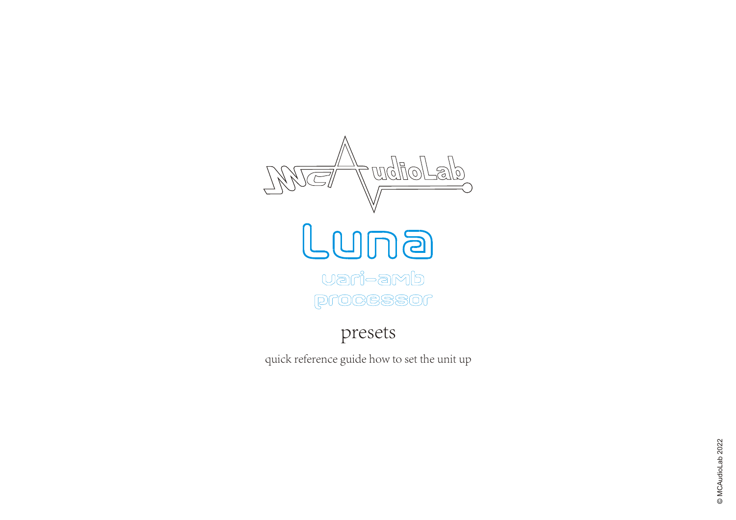# MCAudioLab

# Luna

## vari-amb processor

## presets

quick reference guide how to set the unit up

© MCAudioLab 2022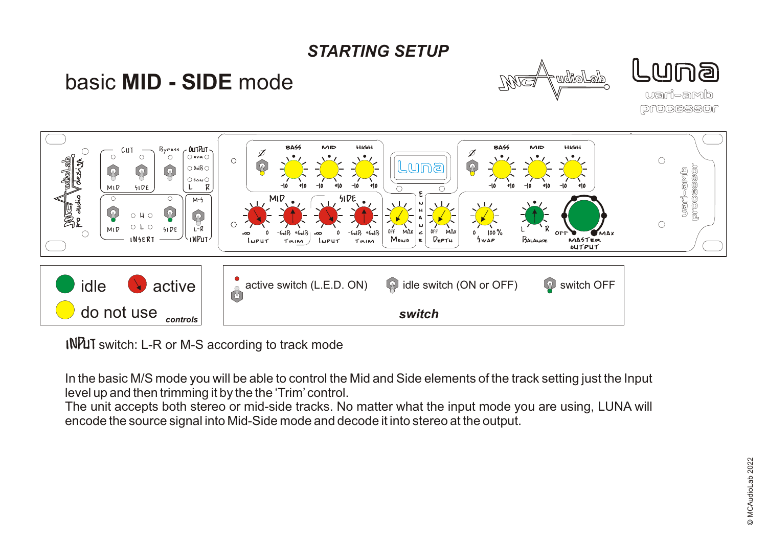# *STARTING SETUP*

## basic **MID - SIDE** mode

idle — active — do not use — *controls*

active switch (L.E.D. ON) — idle switch (ON or OFF) — switch OFF

***switch***

INPUT switch: L-R or M-S according to track mode

In the basic M/S mode you will be able to control the Mid and Side elements of the track setting just the Input level up and then trimming it by the the 'Trim' control.
The unit accepts both stereo or mid-side tracks. No matter what the input mode you are using, LUNA will encode the source signal into Mid-Side mode and decode it into stereo at the output.

© MCAudioLab 2022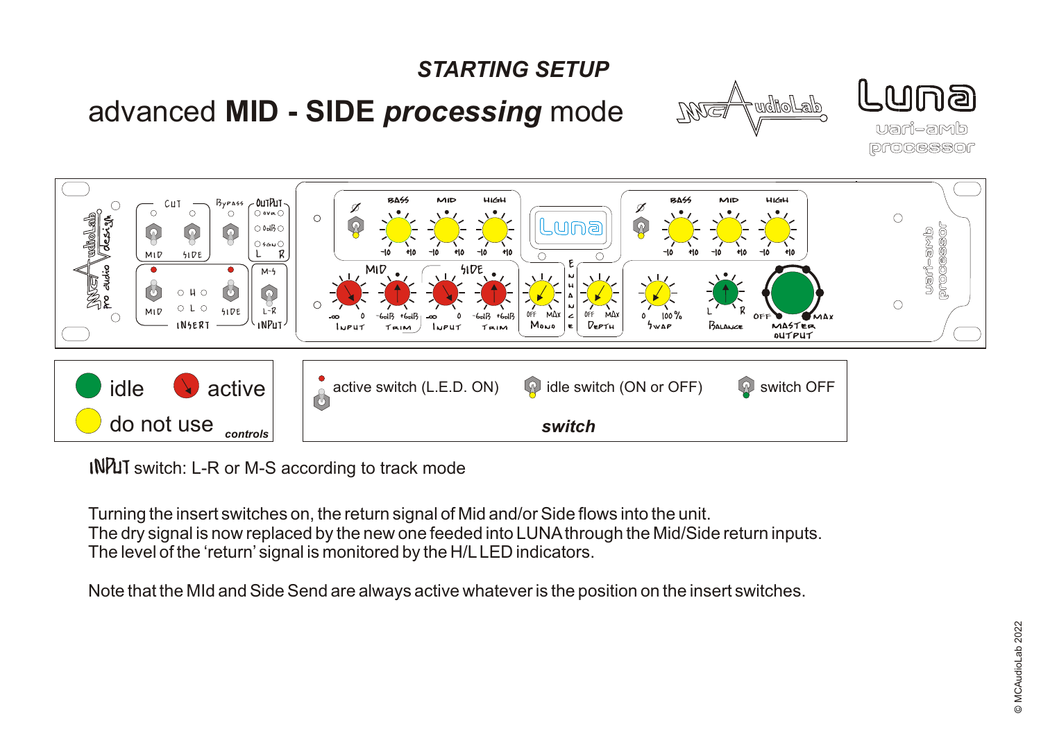## *STARTING SETUP*

# advanced **MID - SIDE** ***processing*** mode

idle | active | do not use | *controls*

active switch (L.E.D. ON) | idle switch (ON or OFF) | switch OFF | ***switch***

INPUT switch: L-R or M-S according to track mode

Turning the insert switches on, the return signal of Mid and/or Side flows into the unit.
The dry signal is now replaced by the new one feeded into LUNA through the Mid/Side return inputs.
The level of the 'return' signal is monitored by the H/L LED indicators.

Note that the MId and Side Send are always active whatever is the position on the insert switches.

© MCAudioLab 2022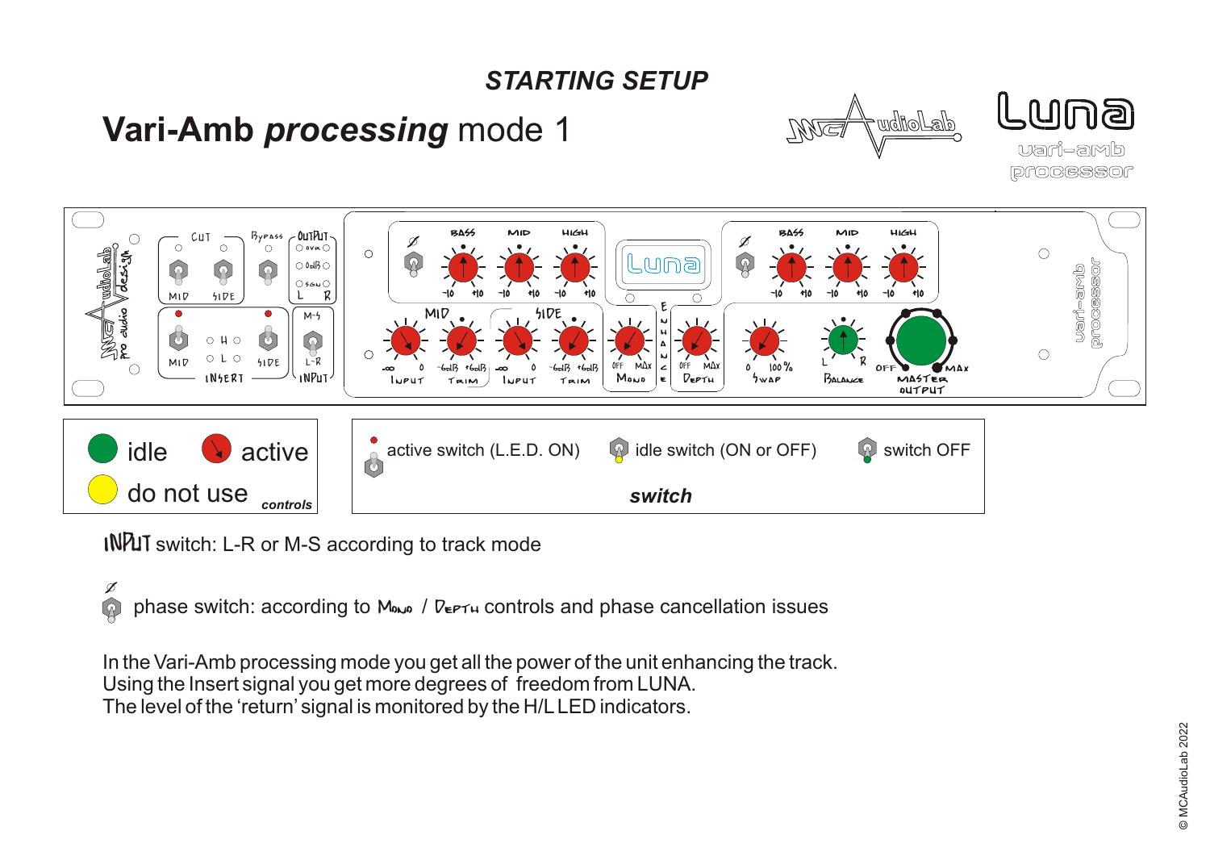# STARTING SETUP

## Vari-Amb *processing* mode 1

idle — active — do not use — *controls*

active switch (L.E.D. ON) — idle switch (ON or OFF) — switch OFF — ***switch***

INPUT switch: L-R or M-S according to track mode

phase switch: according to Mono / Depth controls and phase cancellation issues

In the Vari-Amb processing mode you get all the power of the unit enhancing the track.
Using the Insert signal you get more degrees of freedom from LUNA.
The level of the 'return' signal is monitored by the H/L LED indicators.

© MCAudioLab 2022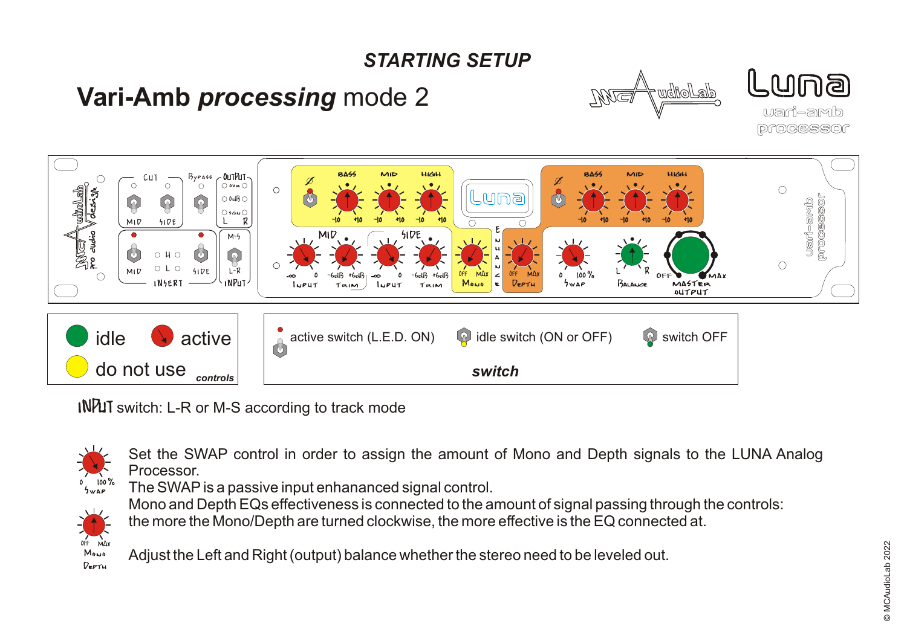*STARTING SETUP*

# Vari-Amb *processing* mode 2

MCAudioLab

Luna
vari-amb
processor

idle — active
do not use — *controls*

active switch (L.E.D. ON) — idle switch (ON or OFF) — switch OFF

***switch***

INPUT switch: L-R or M-S according to track mode

Set the SWAP control in order to assign the amount of Mono and Depth signals to the LUNA Analog Processor.

The SWAP is a passive input enhanced signal control.

Mono and Depth EQs effectiveness is connected to the amount of signal passing through the controls: the more the Mono/Depth are turned clockwise, the more effective is the EQ connected at.

Adjust the Left and Right (output) balance whether the stereo need to be leveled out.

© MCAudioLab 2022